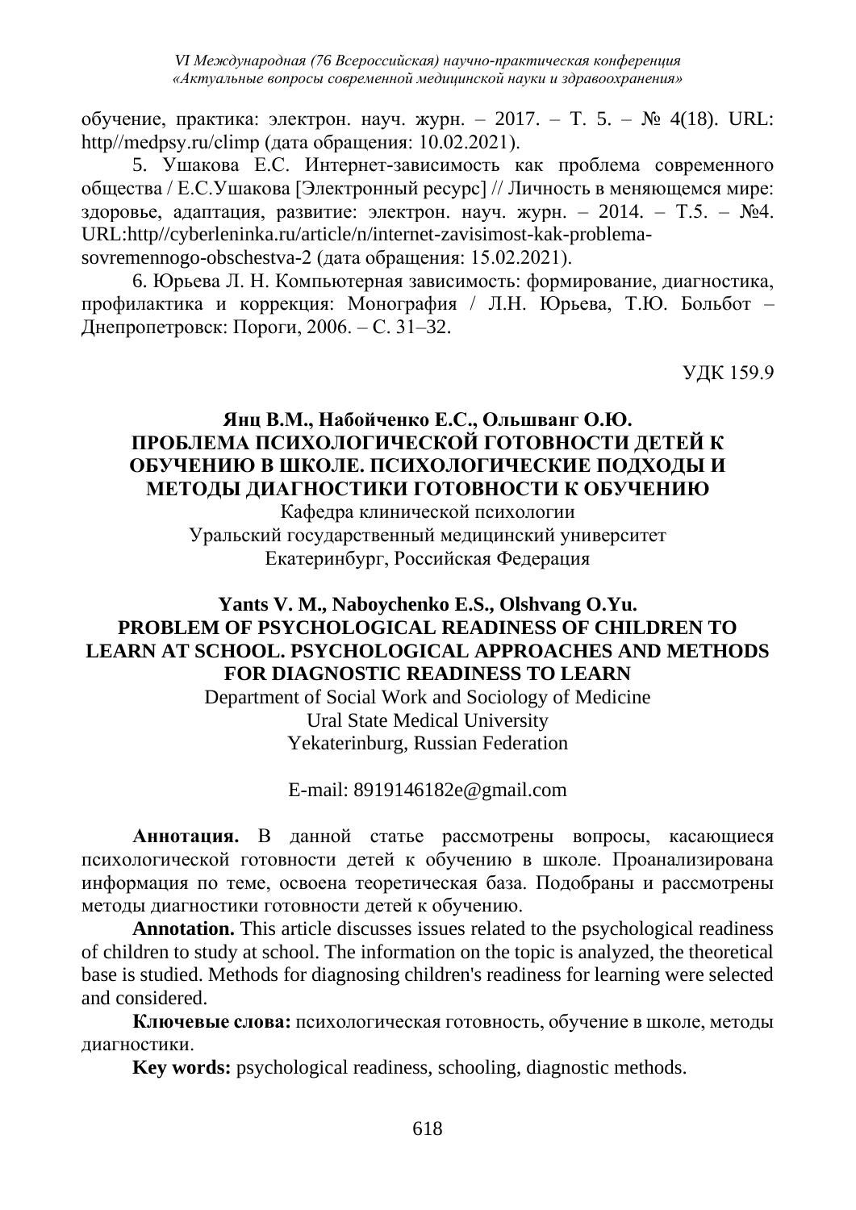обучение, практика: электрон. науч. журн. – 2017. – Т. 5. – № 4(18). URL: http//medpsy.ru/climp (дата обращения: 10.02.2021).

5. Ушакова Е.С. Интернет-зависимость как проблема современного общества / Е.С.Ушакова [Электронный ресурс] // Личность в меняющемся мире: здоровье, адаптация, развитие: электрон. науч. журн. – 2014. – Т.5. – №4. URL:http//cyberleninka.ru/article/n/internet-zavisimost-kak-problema-sovremennogo-obschestva-2 (дата обращения: 15.02.2021).

6. Юрьева Л. Н. Компьютерная зависимость: формирование, диагностика, профилактика и коррекция: Монография / Л.Н. Юрьева, Т.Ю. Больбот – Днепропетровск: Пороги, 2006. – С. 31–32.

УДК 159.9

**Янц В.М., Набойченко Е.С., Ольшванг О.Ю.**

# ПРОБЛЕМА ПСИХОЛОГИЧЕСКОЙ ГОТОВНОСТИ ДЕТЕЙ К ОБУЧЕНИЮ В ШКОЛЕ. ПСИХОЛОГИЧЕСКИЕ ПОДХОДЫ И МЕТОДЫ ДИАГНОСТИКИ ГОТОВНОСТИ К ОБУЧЕНИЮ

Кафедра клинической психологии
Уральский государственный медицинский университет
Екатеринбург, Российская Федерация

**Yants V. M., Naboychenko E.S., Olshvang O.Yu.**

# PROBLEM OF PSYCHOLOGICAL READINESS OF CHILDREN TO LEARN AT SCHOOL. PSYCHOLOGICAL APPROACHES AND METHODS FOR DIAGNOSTIC READINESS TO LEARN

Department of Social Work and Sociology of Medicine
Ural State Medical University
Yekaterinburg, Russian Federation

E-mail: 8919146182e@gmail.com

**Аннотация.** В данной статье рассмотрены вопросы, касающиеся психологической готовности детей к обучению в школе. Проанализирована информация по теме, освоена теоретическая база. Подобраны и рассмотрены методы диагностики готовности детей к обучению.

**Annotation.** This article discusses issues related to the psychological readiness of children to study at school. The information on the topic is analyzed, the theoretical base is studied. Methods for diagnosing children's readiness for learning were selected and considered.

**Ключевые слова:** психологическая готовность, обучение в школе, методы диагностики.

**Key words:** psychological readiness, schooling, diagnostic methods.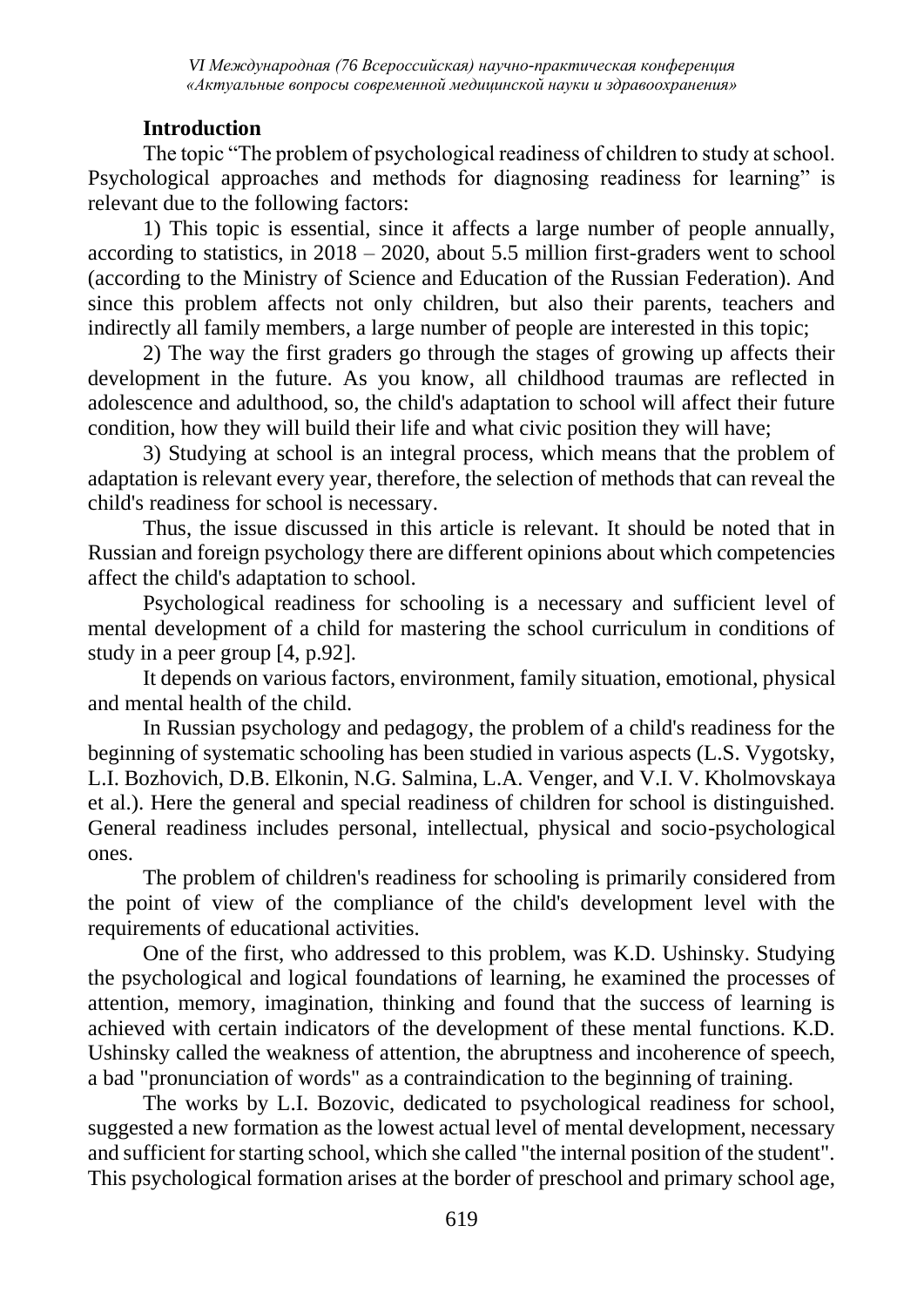### Introduction

The topic "The problem of psychological readiness of children to study at school. Psychological approaches and methods for diagnosing readiness for learning" is relevant due to the following factors:

1) This topic is essential, since it affects a large number of people annually, according to statistics, in 2018 – 2020, about 5.5 million first-graders went to school (according to the Ministry of Science and Education of the Russian Federation). And since this problem affects not only children, but also their parents, teachers and indirectly all family members, a large number of people are interested in this topic;

2) The way the first graders go through the stages of growing up affects their development in the future. As you know, all childhood traumas are reflected in adolescence and adulthood, so, the child's adaptation to school will affect their future condition, how they will build their life and what civic position they will have;

3) Studying at school is an integral process, which means that the problem of adaptation is relevant every year, therefore, the selection of methods that can reveal the child's readiness for school is necessary.

Thus, the issue discussed in this article is relevant. It should be noted that in Russian and foreign psychology there are different opinions about which competencies affect the child's adaptation to school.

Psychological readiness for schooling is a necessary and sufficient level of mental development of a child for mastering the school curriculum in conditions of study in a peer group [4, p.92].

It depends on various factors, environment, family situation, emotional, physical and mental health of the child.

In Russian psychology and pedagogy, the problem of a child's readiness for the beginning of systematic schooling has been studied in various aspects (L.S. Vygotsky, L.I. Bozhovich, D.B. Elkonin, N.G. Salmina, L.A. Venger, and V.I. V. Kholmovskaya et al.). Here the general and special readiness of children for school is distinguished. General readiness includes personal, intellectual, physical and socio-psychological ones.

The problem of children's readiness for schooling is primarily considered from the point of view of the compliance of the child's development level with the requirements of educational activities.

One of the first, who addressed to this problem, was K.D. Ushinsky. Studying the psychological and logical foundations of learning, he examined the processes of attention, memory, imagination, thinking and found that the success of learning is achieved with certain indicators of the development of these mental functions. K.D. Ushinsky called the weakness of attention, the abruptness and incoherence of speech, a bad "pronunciation of words" as a contraindication to the beginning of training.

The works by L.I. Bozovic, dedicated to psychological readiness for school, suggested a new formation as the lowest actual level of mental development, necessary and sufficient for starting school, which she called "the internal position of the student". This psychological formation arises at the border of preschool and primary school age,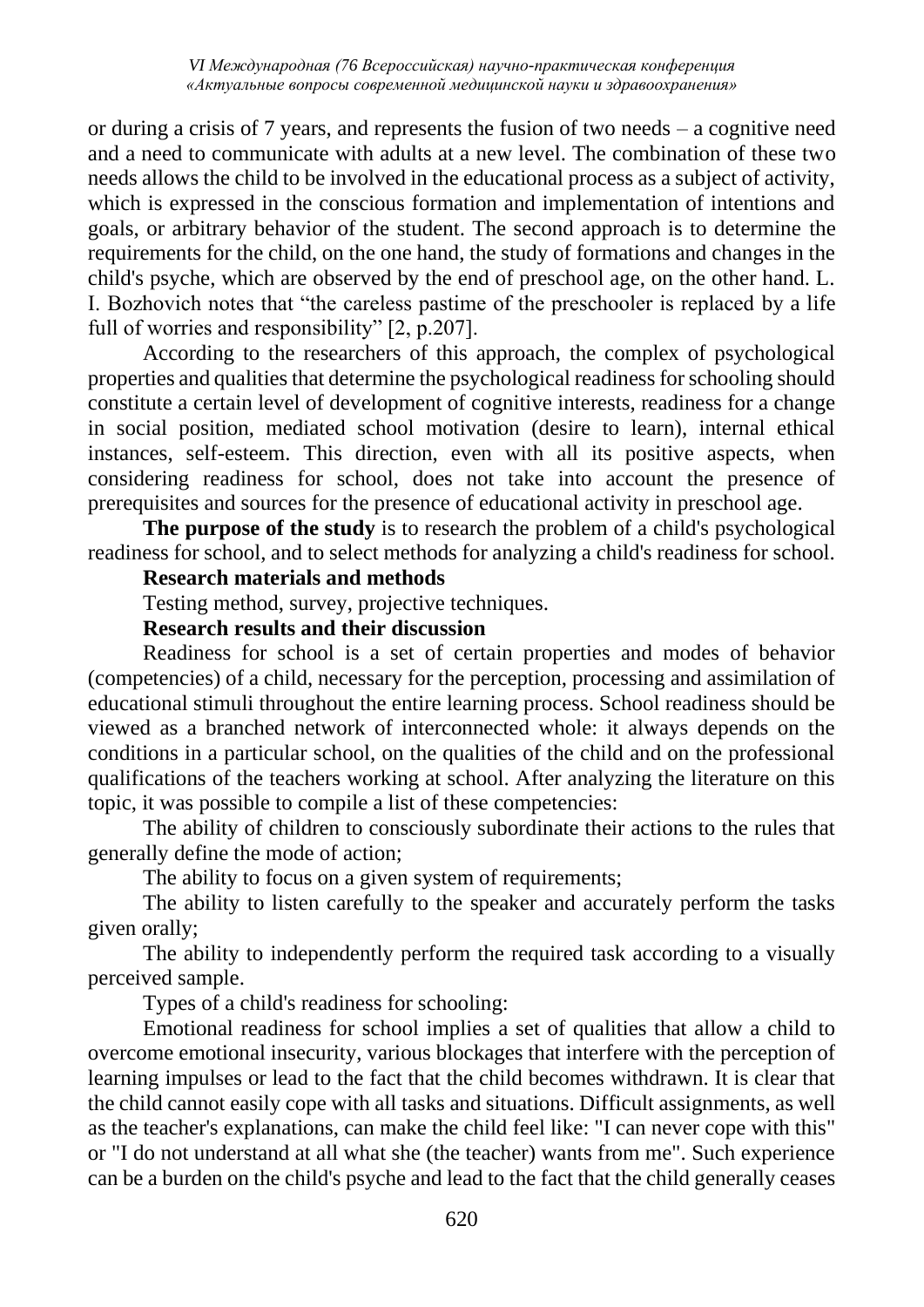or during a crisis of 7 years, and represents the fusion of two needs – a cognitive need and a need to communicate with adults at a new level. The combination of these two needs allows the child to be involved in the educational process as a subject of activity, which is expressed in the conscious formation and implementation of intentions and goals, or arbitrary behavior of the student. The second approach is to determine the requirements for the child, on the one hand, the study of formations and changes in the child's psyche, which are observed by the end of preschool age, on the other hand. L. I. Bozhovich notes that "the careless pastime of the preschooler is replaced by a life full of worries and responsibility" [2, p.207].

According to the researchers of this approach, the complex of psychological properties and qualities that determine the psychological readiness for schooling should constitute a certain level of development of cognitive interests, readiness for a change in social position, mediated school motivation (desire to learn), internal ethical instances, self-esteem. This direction, even with all its positive aspects, when considering readiness for school, does not take into account the presence of prerequisites and sources for the presence of educational activity in preschool age.

**The purpose of the study** is to research the problem of a child's psychological readiness for school, and to select methods for analyzing a child's readiness for school.

**Research materials and methods**

Testing method, survey, projective techniques.

**Research results and their discussion**

Readiness for school is a set of certain properties and modes of behavior (competencies) of a child, necessary for the perception, processing and assimilation of educational stimuli throughout the entire learning process. School readiness should be viewed as a branched network of interconnected whole: it always depends on the conditions in a particular school, on the qualities of the child and on the professional qualifications of the teachers working at school. After analyzing the literature on this topic, it was possible to compile a list of these competencies:

The ability of children to consciously subordinate their actions to the rules that generally define the mode of action;

The ability to focus on a given system of requirements;

The ability to listen carefully to the speaker and accurately perform the tasks given orally;

The ability to independently perform the required task according to a visually perceived sample.

Types of a child's readiness for schooling:

Emotional readiness for school implies a set of qualities that allow a child to overcome emotional insecurity, various blockages that interfere with the perception of learning impulses or lead to the fact that the child becomes withdrawn. It is clear that the child cannot easily cope with all tasks and situations. Difficult assignments, as well as the teacher's explanations, can make the child feel like: "I can never cope with this" or "I do not understand at all what she (the teacher) wants from me". Such experience can be a burden on the child's psyche and lead to the fact that the child generally ceases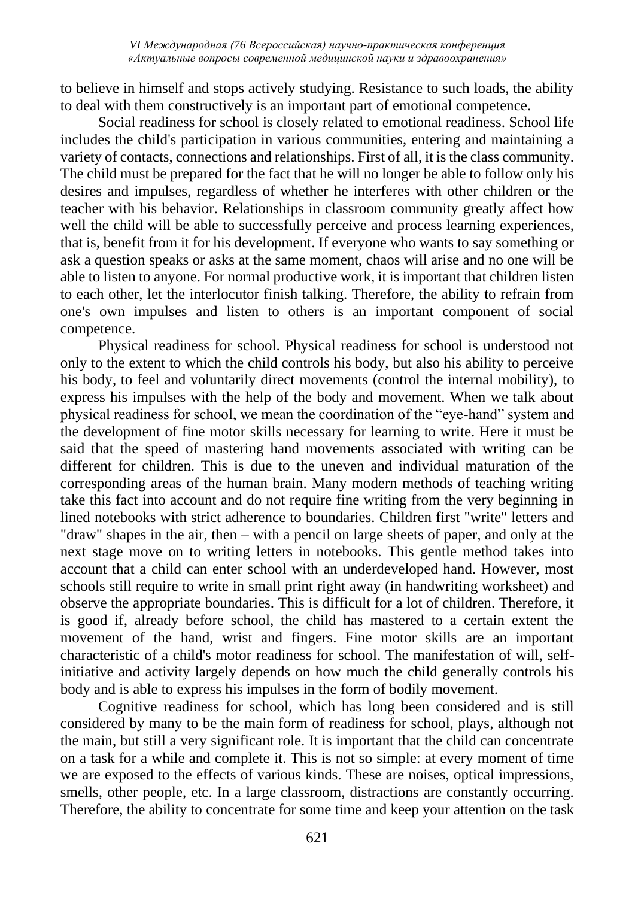to believe in himself and stops actively studying. Resistance to such loads, the ability to deal with them constructively is an important part of emotional competence.

Social readiness for school is closely related to emotional readiness. School life includes the child's participation in various communities, entering and maintaining a variety of contacts, connections and relationships. First of all, it is the class community. The child must be prepared for the fact that he will no longer be able to follow only his desires and impulses, regardless of whether he interferes with other children or the teacher with his behavior. Relationships in classroom community greatly affect how well the child will be able to successfully perceive and process learning experiences, that is, benefit from it for his development. If everyone who wants to say something or ask a question speaks or asks at the same moment, chaos will arise and no one will be able to listen to anyone. For normal productive work, it is important that children listen to each other, let the interlocutor finish talking. Therefore, the ability to refrain from one's own impulses and listen to others is an important component of social competence.

Physical readiness for school. Physical readiness for school is understood not only to the extent to which the child controls his body, but also his ability to perceive his body, to feel and voluntarily direct movements (control the internal mobility), to express his impulses with the help of the body and movement. When we talk about physical readiness for school, we mean the coordination of the "eye-hand" system and the development of fine motor skills necessary for learning to write. Here it must be said that the speed of mastering hand movements associated with writing can be different for children. This is due to the uneven and individual maturation of the corresponding areas of the human brain. Many modern methods of teaching writing take this fact into account and do not require fine writing from the very beginning in lined notebooks with strict adherence to boundaries. Children first "write" letters and "draw" shapes in the air, then – with a pencil on large sheets of paper, and only at the next stage move on to writing letters in notebooks. This gentle method takes into account that a child can enter school with an underdeveloped hand. However, most schools still require to write in small print right away (in handwriting worksheet) and observe the appropriate boundaries. This is difficult for a lot of children. Therefore, it is good if, already before school, the child has mastered to a certain extent the movement of the hand, wrist and fingers. Fine motor skills are an important characteristic of a child's motor readiness for school. The manifestation of will, self-initiative and activity largely depends on how much the child generally controls his body and is able to express his impulses in the form of bodily movement.

Cognitive readiness for school, which has long been considered and is still considered by many to be the main form of readiness for school, plays, although not the main, but still a very significant role. It is important that the child can concentrate on a task for a while and complete it. This is not so simple: at every moment of time we are exposed to the effects of various kinds. These are noises, optical impressions, smells, other people, etc. In a large classroom, distractions are constantly occurring. Therefore, the ability to concentrate for some time and keep your attention on the task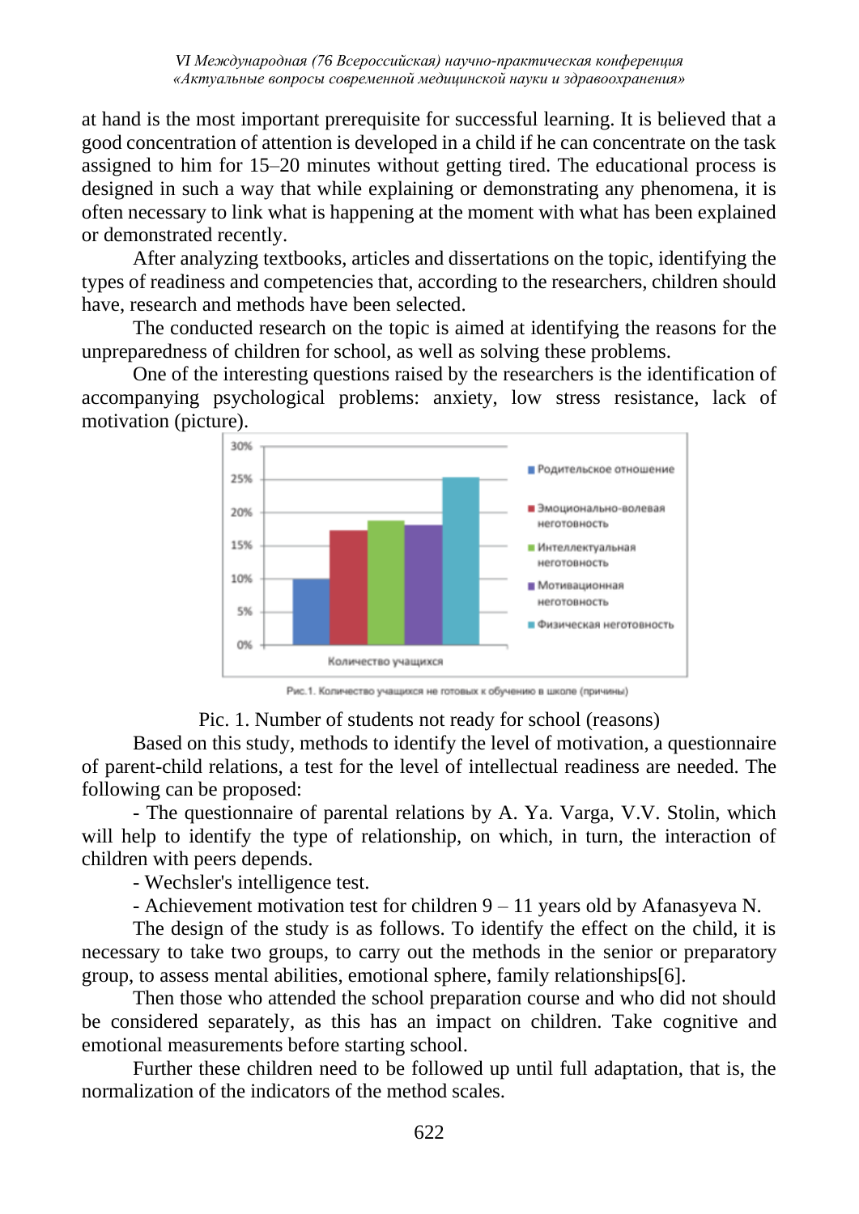at hand is the most important prerequisite for successful learning. It is believed that a good concentration of attention is developed in a child if he can concentrate on the task assigned to him for 15–20 minutes without getting tired. The educational process is designed in such a way that while explaining or demonstrating any phenomena, it is often necessary to link what is happening at the moment with what has been explained or demonstrated recently.

After analyzing textbooks, articles and dissertations on the topic, identifying the types of readiness and competencies that, according to the researchers, children should have, research and methods have been selected.

The conducted research on the topic is aimed at identifying the reasons for the unpreparedness of children for school, as well as solving these problems.

One of the interesting questions raised by the researchers is the identification of accompanying psychological problems: anxiety, low stress resistance, lack of motivation (picture).

Рис.1. Количество учащихся не готовых к обучению в школе (причины)

Pic. 1. Number of students not ready for school (reasons)

Based on this study, methods to identify the level of motivation, a questionnaire of parent-child relations, a test for the level of intellectual readiness are needed. The following can be proposed:

- The questionnaire of parental relations by A. Ya. Varga, V.V. Stolin, which will help to identify the type of relationship, on which, in turn, the interaction of children with peers depends.
- Wechsler's intelligence test.
- Achievement motivation test for children 9 – 11 years old by Afanasyeva N.

The design of the study is as follows. To identify the effect on the child, it is necessary to take two groups, to carry out the methods in the senior or preparatory group, to assess mental abilities, emotional sphere, family relationships[6].

Then those who attended the school preparation course and who did not should be considered separately, as this has an impact on children. Take cognitive and emotional measurements before starting school.

Further these children need to be followed up until full adaptation, that is, the normalization of the indicators of the method scales.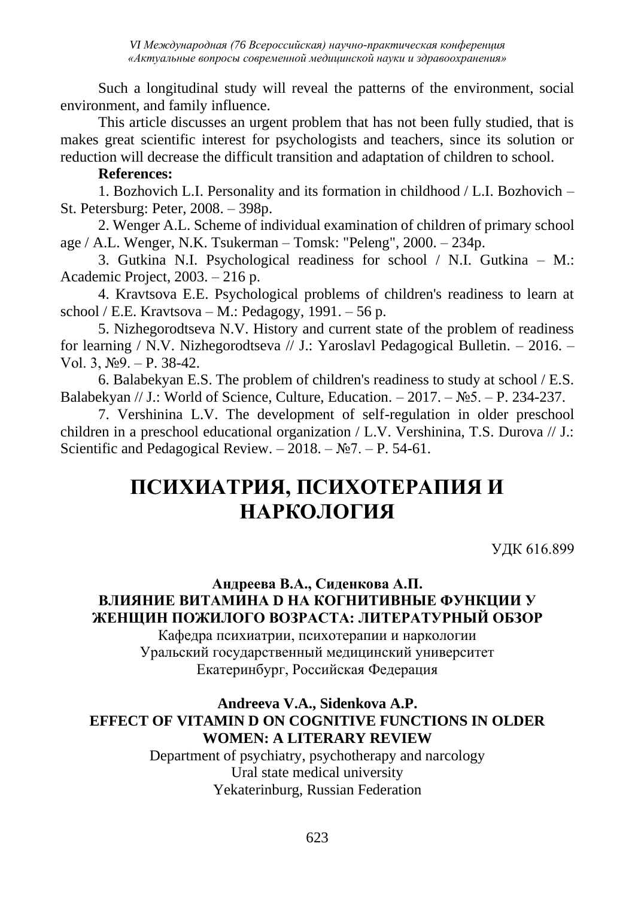Such a longitudinal study will reveal the patterns of the environment, social environment, and family influence.

This article discusses an urgent problem that has not been fully studied, that is makes great scientific interest for psychologists and teachers, since its solution or reduction will decrease the difficult transition and adaptation of children to school.

**References:**

1. Bozhovich L.I. Personality and its formation in childhood / L.I. Bozhovich – St. Petersburg: Peter, 2008. – 398p.
2. Wenger A.L. Scheme of individual examination of children of primary school age / A.L. Wenger, N.K. Tsukerman – Tomsk: "Peleng", 2000. – 234p.
3. Gutkina N.I. Psychological readiness for school / N.I. Gutkina – M.: Academic Project, 2003. – 216 p.
4. Kravtsova E.E. Psychological problems of children's readiness to learn at school / E.E. Kravtsova – M.: Pedagogy, 1991. – 56 p.
5. Nizhegorodtseva N.V. History and current state of the problem of readiness for learning / N.V. Nizhegorodtseva // J.: Yaroslavl Pedagogical Bulletin. – 2016. – Vol. 3, №9. – P. 38-42.
6. Balabekyan E.S. The problem of children's readiness to study at school / E.S. Balabekyan // J.: World of Science, Culture, Education. – 2017. – №5. – P. 234-237.
7. Vershinina L.V. The development of self-regulation in older preschool children in a preschool educational organization / L.V. Vershinina, T.S. Durova // J.: Scientific and Pedagogical Review. – 2018. – №7. – P. 54-61.

# ПСИХИАТРИЯ, ПСИХОТЕРАПИЯ И НАРКОЛОГИЯ

УДК 616.899

**Андреева В.А., Сиденкова А.П.**

## ВЛИЯНИЕ ВИТАМИНА D НА КОГНИТИВНЫЕ ФУНКЦИИ У ЖЕНЩИН ПОЖИЛОГО ВОЗРАСТА: ЛИТЕРАТУРНЫЙ ОБЗОР

Кафедра психиатрии, психотерапии и наркологии
Уральский государственный медицинский университет
Екатеринбург, Российская Федерация

**Andreeva V.A., Sidenkova A.P.**

## EFFECT OF VITAMIN D ON COGNITIVE FUNCTIONS IN OLDER WOMEN: A LITERARY REVIEW

Department of psychiatry, psychotherapy and narcology
Ural state medical university
Yekaterinburg, Russian Federation